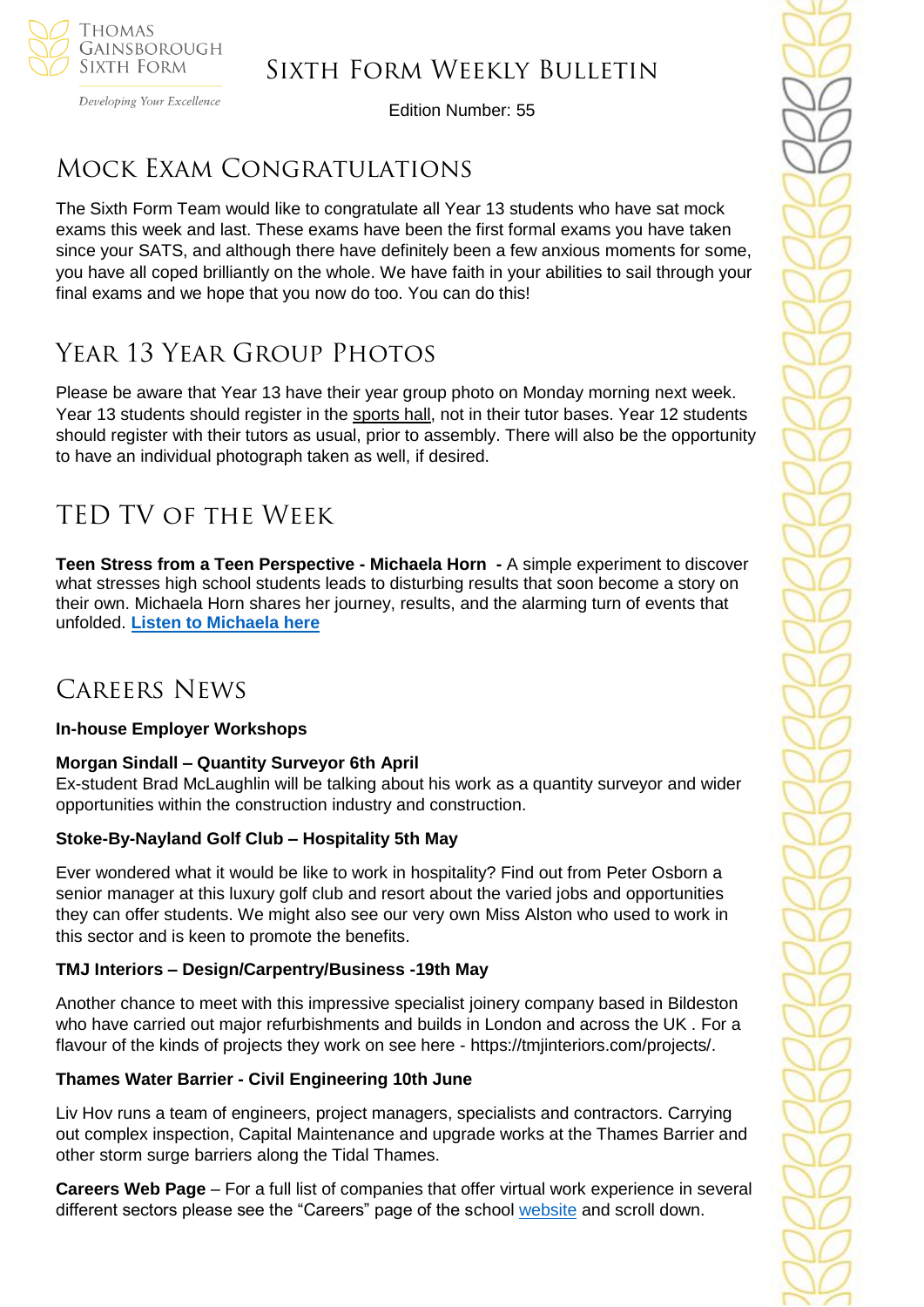# Sixth Form Weekly Bulletin

Edition Number: 55

## Mock Exam Congratulations

The Sixth Form Team would like to congratulate all Year 13 students who have sat mock exams this week and last. These exams have been the first formal exams you have taken since your SATS, and although there have definitely been a few anxious moments for some, you have all coped brilliantly on the whole. We have faith in your abilities to sail through your final exams and we hope that you now do too. You can do this!

## Year 13 Year Group Photos

Please be aware that Year 13 have their year group photo on Monday morning next week. Year 13 students should register in the sports hall, not in their tutor bases. Year 12 students should register with their tutors as usual, prior to assembly. There will also be the opportunity to have an individual photograph taken as well, if desired.

## TED TV of the Week

**Teen Stress from a Teen Perspective - Michaela Horn -** A simple experiment to discover what stresses high school students leads to disturbing results that soon become a story on their own. Michaela Horn shares her journey, results, and the alarming turn of events that unfolded. **Listen to Michaela here**

## Careers News

**In-house Employer Workshops**

**Morgan Sindall – Quantity Surveyor 6th April**
Ex-student Brad McLaughlin will be talking about his work as a quantity surveyor and wider opportunities within the construction industry and construction.

**Stoke-By-Nayland Golf Club – Hospitality 5th May**

Ever wondered what it would be like to work in hospitality? Find out from Peter Osborn a senior manager at this luxury golf club and resort about the varied jobs and opportunities they can offer students. We might also see our very own Miss Alston who used to work in this sector and is keen to promote the benefits.

**TMJ Interiors – Design/Carpentry/Business -19th May**

Another chance to meet with this impressive specialist joinery company based in Bildeston who have carried out major refurbishments and builds in London and across the UK . For a flavour of the kinds of projects they work on see here - https://tmjinteriors.com/projects/.

**Thames Water Barrier - Civil Engineering 10th June**

Liv Hov runs a team of engineers, project managers, specialists and contractors. Carrying out complex inspection, Capital Maintenance and upgrade works at the Thames Barrier and other storm surge barriers along the Tidal Thames.

**Careers Web Page** – For a full list of companies that offer virtual work experience in several different sectors please see the "Careers" page of the school website and scroll down.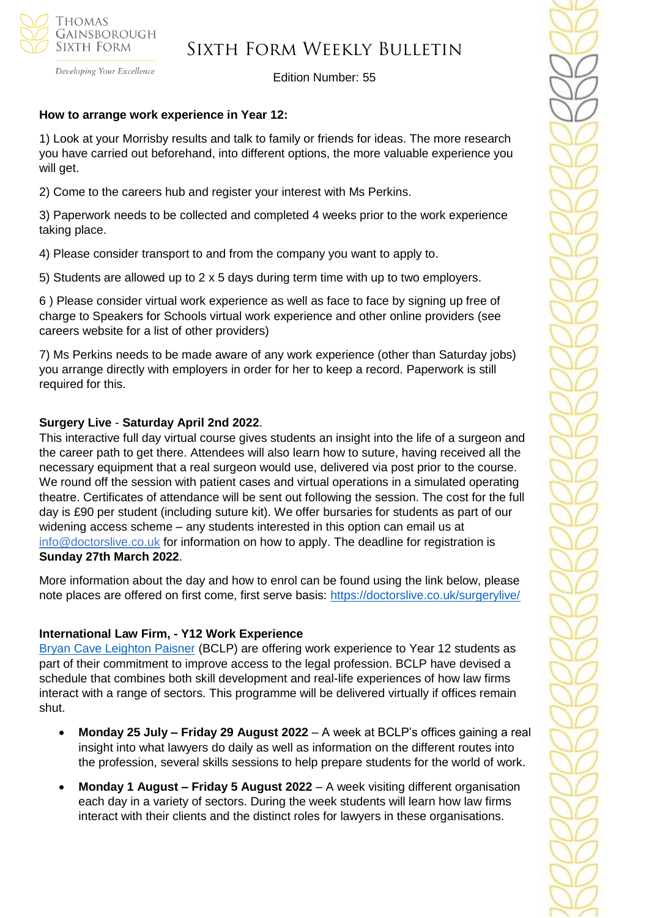**How to arrange work experience in Year 12:**

1) Look at your Morrisby results and talk to family or friends for ideas. The more research you have carried out beforehand, into different options, the more valuable experience you will get.

2) Come to the careers hub and register your interest with Ms Perkins.

3) Paperwork needs to be collected and completed 4 weeks prior to the work experience taking place.

4) Please consider transport to and from the company you want to apply to.

5) Students are allowed up to 2 x 5 days during term time with up to two employers.

6 ) Please consider virtual work experience as well as face to face by signing up free of charge to Speakers for Schools virtual work experience and other online providers (see careers website for a list of other providers)

7) Ms Perkins needs to be made aware of any work experience (other than Saturday jobs) you arrange directly with employers in order for her to keep a record. Paperwork is still required for this.

**Surgery Live** - **Saturday April 2nd 2022**.

This interactive full day virtual course gives students an insight into the life of a surgeon and the career path to get there. Attendees will also learn how to suture, having received all the necessary equipment that a real surgeon would use, delivered via post prior to the course. We round off the session with patient cases and virtual operations in a simulated operating theatre. Certificates of attendance will be sent out following the session. The cost for the full day is £90 per student (including suture kit). We offer bursaries for students as part of our widening access scheme – any students interested in this option can email us at info@doctorslive.co.uk for information on how to apply. The deadline for registration is **Sunday 27th March 2022**.

More information about the day and how to enrol can be found using the link below, please note places are offered on first come, first serve basis: https://doctorslive.co.uk/surgerylive/

**International Law Firm, - Y12 Work Experience**

Bryan Cave Leighton Paisner (BCLP) are offering work experience to Year 12 students as part of their commitment to improve access to the legal profession. BCLP have devised a schedule that combines both skill development and real-life experiences of how law firms interact with a range of sectors. This programme will be delivered virtually if offices remain shut.

- **Monday 25 July – Friday 29 August 2022** – A week at BCLP's offices gaining a real insight into what lawyers do daily as well as information on the different routes into the profession, several skills sessions to help prepare students for the world of work.
- **Monday 1 August – Friday 5 August 2022** – A week visiting different organisation each day in a variety of sectors. During the week students will learn how law firms interact with their clients and the distinct roles for lawyers in these organisations.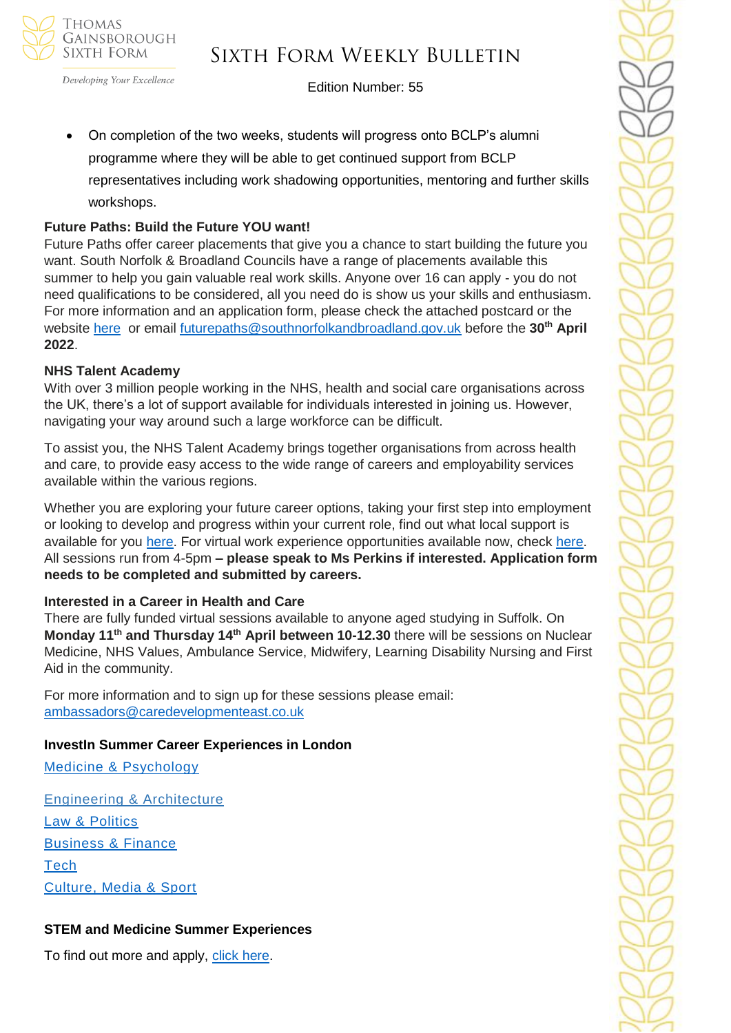- On completion of the two weeks, students will progress onto BCLP's alumni programme where they will be able to get continued support from BCLP representatives including work shadowing opportunities, mentoring and further skills workshops.

**Future Paths: Build the Future YOU want!**

Future Paths offer career placements that give you a chance to start building the future you want. South Norfolk & Broadland Councils have a range of placements available this summer to help you gain valuable real work skills. Anyone over 16 can apply - you do not need qualifications to be considered, all you need do is show us your skills and enthusiasm. For more information and an application form, please check the attached postcard or the website here or email futurepaths@southnorfolkandbroadland.gov.uk before the **30th April 2022**.

**NHS Talent Academy**

With over 3 million people working in the NHS, health and social care organisations across the UK, there's a lot of support available for individuals interested in joining us. However, navigating your way around such a large workforce can be difficult.

To assist you, the NHS Talent Academy brings together organisations from across health and care, to provide easy access to the wide range of careers and employability services available within the various regions.

Whether you are exploring your future career options, taking your first step into employment or looking to develop and progress within your current role, find out what local support is available for you here. For virtual work experience opportunities available now, check here. All sessions run from 4-5pm **– please speak to Ms Perkins if interested. Application form needs to be completed and submitted by careers.**

**Interested in a Career in Health and Care**

There are fully funded virtual sessions available to anyone aged studying in Suffolk. On **Monday 11th and Thursday 14th April between 10-12.30** there will be sessions on Nuclear Medicine, NHS Values, Ambulance Service, Midwifery, Learning Disability Nursing and First Aid in the community.

For more information and to sign up for these sessions please email: ambassadors@caredevelopmenteast.co.uk

**InvestIn Summer Career Experiences in London**

Medicine & Psychology

Engineering & Architecture
Law & Politics
Business & Finance
Tech
Culture, Media & Sport

**STEM and Medicine Summer Experiences**

To find out more and apply, click here.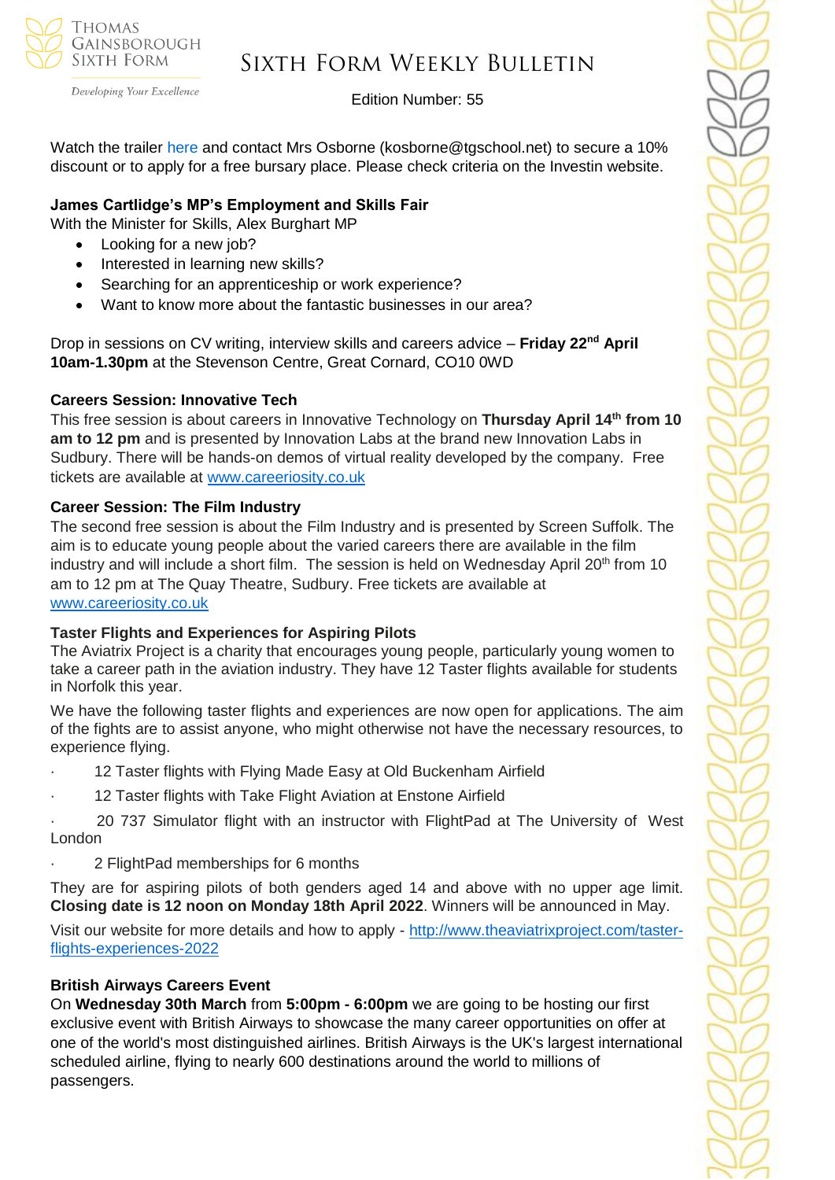Watch the trailer here and contact Mrs Osborne (kosborne@tgschool.net) to secure a 10% discount or to apply for a free bursary place. Please check criteria on the Investin website.

**James Cartlidge's MP's Employment and Skills Fair**

With the Minister for Skills, Alex Burghart MP

- Looking for a new job?
- Interested in learning new skills?
- Searching for an apprenticeship or work experience?
- Want to know more about the fantastic businesses in our area?

Drop in sessions on CV writing, interview skills and careers advice – **Friday 22nd April 10am-1.30pm** at the Stevenson Centre, Great Cornard, CO10 0WD

**Careers Session: Innovative Tech**

This free session is about careers in Innovative Technology on **Thursday April 14th from 10 am to 12 pm** and is presented by Innovation Labs at the brand new Innovation Labs in Sudbury. There will be hands-on demos of virtual reality developed by the company. Free tickets are available at [www.careeriosity.co.uk](www.careeriosity.co.uk)

**Career Session: The Film Industry**

The second free session is about the Film Industry and is presented by Screen Suffolk. The aim is to educate young people about the varied careers there are available in the film industry and will include a short film. The session is held on Wednesday April 20th from 10 am to 12 pm at The Quay Theatre, Sudbury. Free tickets are available at [www.careeriosity.co.uk](www.careeriosity.co.uk)

**Taster Flights and Experiences for Aspiring Pilots**

The Aviatrix Project is a charity that encourages young people, particularly young women to take a career path in the aviation industry. They have 12 Taster flights available for students in Norfolk this year.

We have the following taster flights and experiences are now open for applications. The aim of the fights are to assist anyone, who might otherwise not have the necessary resources, to experience flying.

- 12 Taster flights with Flying Made Easy at Old Buckenham Airfield
- 12 Taster flights with Take Flight Aviation at Enstone Airfield
- 20 737 Simulator flight with an instructor with FlightPad at The University of West London
- 2 FlightPad memberships for 6 months

They are for aspiring pilots of both genders aged 14 and above with no upper age limit. **Closing date is 12 noon on Monday 18th April 2022**. Winners will be announced in May.

Visit our website for more details and how to apply - [http://www.theaviatrixproject.com/taster-flights-experiences-2022](http://www.theaviatrixproject.com/taster-flights-experiences-2022)

**British Airways Careers Event**

On **Wednesday 30th March** from **5:00pm - 6:00pm** we are going to be hosting our first exclusive event with British Airways to showcase the many career opportunities on offer at one of the world's most distinguished airlines. British Airways is the UK's largest international scheduled airline, flying to nearly 600 destinations around the world to millions of passengers.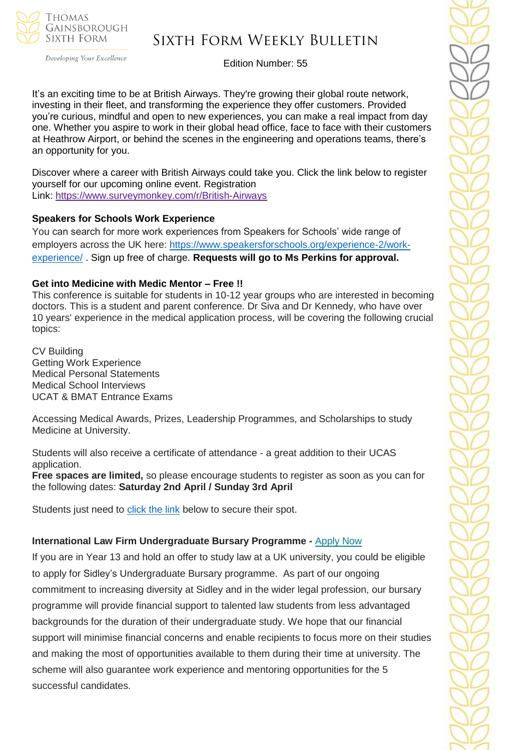It's an exciting time to be at British Airways. They're growing their global route network, investing in their fleet, and transforming the experience they offer customers. Provided you're curious, mindful and open to new experiences, you can make a real impact from day one. Whether you aspire to work in their global head office, face to face with their customers at Heathrow Airport, or behind the scenes in the engineering and operations teams, there's an opportunity for you.

Discover where a career with British Airways could take you. Click the link below to register yourself for our upcoming online event. Registration Link: [https://www.surveymonkey.com/r/British-Airways](https://www.surveymonkey.com/r/British-Airways)

**Speakers for Schools Work Experience**

You can search for more work experiences from Speakers for Schools' wide range of employers across the UK here: [https://www.speakersforschools.org/experience-2/work-experience/](https://www.speakersforschools.org/experience-2/work-experience/) . Sign up free of charge. **Requests will go to Ms Perkins for approval.**

**Get into Medicine with Medic Mentor – Free !!**

This conference is suitable for students in 10-12 year groups who are interested in becoming doctors. This is a student and parent conference. Dr Siva and Dr Kennedy, who have over 10 years' experience in the medical application process, will be covering the following crucial topics:

CV Building
Getting Work Experience
Medical Personal Statements
Medical School Interviews
UCAT & BMAT Entrance Exams

Accessing Medical Awards, Prizes, Leadership Programmes, and Scholarships to study Medicine at University.

Students will also receive a certificate of attendance - a great addition to their UCAS application.
**Free spaces are limited,** so please encourage students to register as soon as you can for the following dates: **Saturday 2nd April / Sunday 3rd April**

Students just need to click the link below to secure their spot.

**International Law Firm Undergraduate Bursary Programme -** Apply Now

If you are in Year 13 and hold an offer to study law at a UK university, you could be eligible to apply for Sidley's Undergraduate Bursary programme. As part of our ongoing commitment to increasing diversity at Sidley and in the wider legal profession, our bursary programme will provide financial support to talented law students from less advantaged backgrounds for the duration of their undergraduate study. We hope that our financial support will minimise financial concerns and enable recipients to focus more on their studies and making the most of opportunities available to them during their time at university. The scheme will also guarantee work experience and mentoring opportunities for the 5 successful candidates.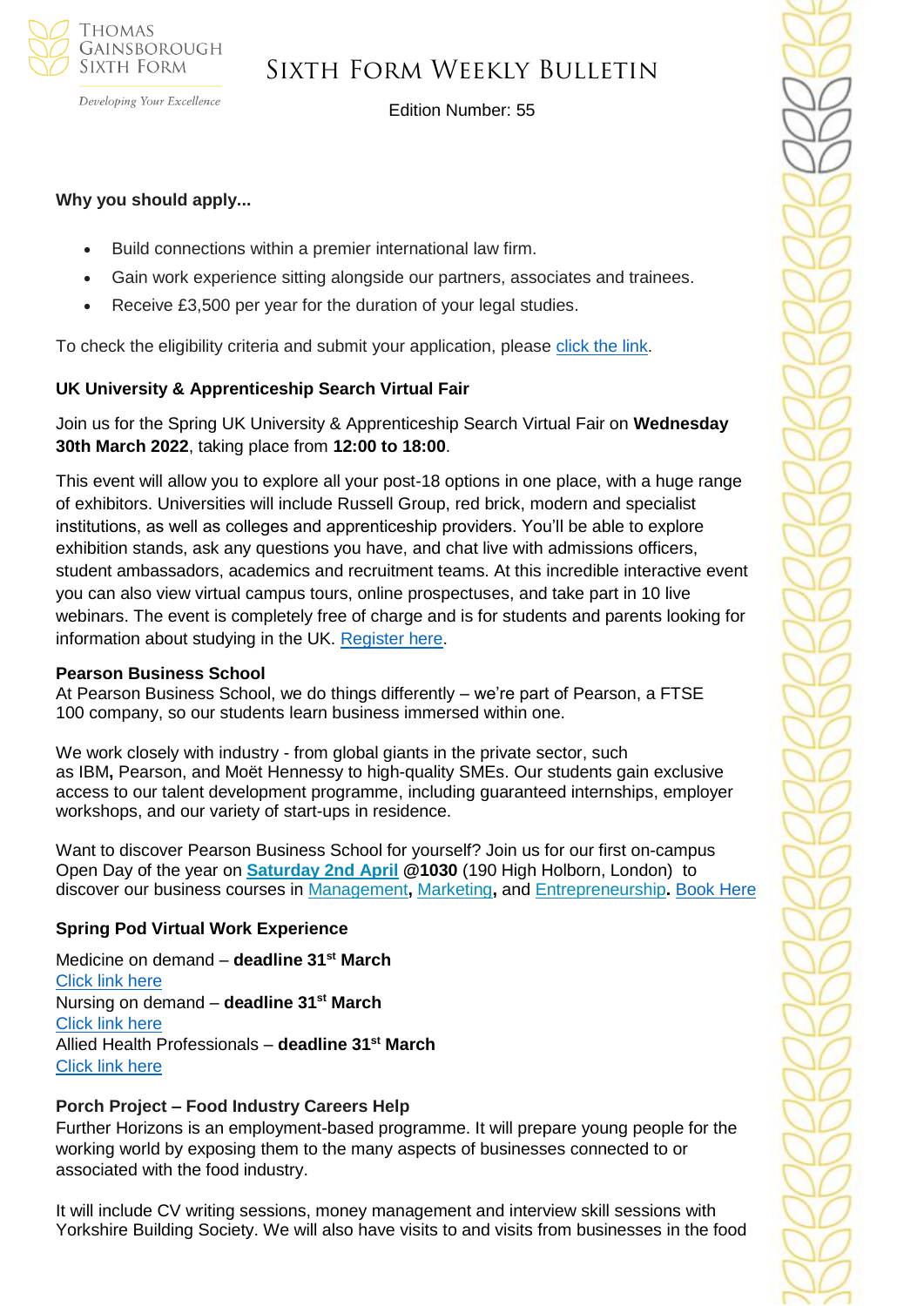**Why you should apply...**

- Build connections within a premier international law firm.
- Gain work experience sitting alongside our partners, associates and trainees.
- Receive £3,500 per year for the duration of your legal studies.

To check the eligibility criteria and submit your application, please click the link.

### UK University & Apprenticeship Search Virtual Fair

Join us for the Spring UK University & Apprenticeship Search Virtual Fair on **Wednesday 30th March 2022**, taking place from **12:00 to 18:00**.

This event will allow you to explore all your post-18 options in one place, with a huge range of exhibitors. Universities will include Russell Group, red brick, modern and specialist institutions, as well as colleges and apprenticeship providers. You'll be able to explore exhibition stands, ask any questions you have, and chat live with admissions officers, student ambassadors, academics and recruitment teams. At this incredible interactive event you can also view virtual campus tours, online prospectuses, and take part in 10 live webinars. The event is completely free of charge and is for students and parents looking for information about studying in the UK. Register here.

### Pearson Business School

At Pearson Business School, we do things differently – we're part of Pearson, a FTSE 100 company, so our students learn business immersed within one.

We work closely with industry - from global giants in the private sector, such as IBM**,** Pearson, and Moët Hennessy to high-quality SMEs. Our students gain exclusive access to our talent development programme, including guaranteed internships, employer workshops, and our variety of start-ups in residence.

Want to discover Pearson Business School for yourself? Join us for our first on-campus Open Day of the year on **Saturday 2nd April** **@1030** (190 High Holborn, London) to discover our business courses in Management**,** Marketing**,** and Entrepreneurship**.** Book Here

### Spring Pod Virtual Work Experience

Medicine on demand – **deadline 31st March**
Click link here
Nursing on demand – **deadline 31st March**
Click link here
Allied Health Professionals – **deadline 31st March**
Click link here

### Porch Project – Food Industry Careers Help

Further Horizons is an employment-based programme. It will prepare young people for the working world by exposing them to the many aspects of businesses connected to or associated with the food industry.

It will include CV writing sessions, money management and interview skill sessions with Yorkshire Building Society. We will also have visits to and visits from businesses in the food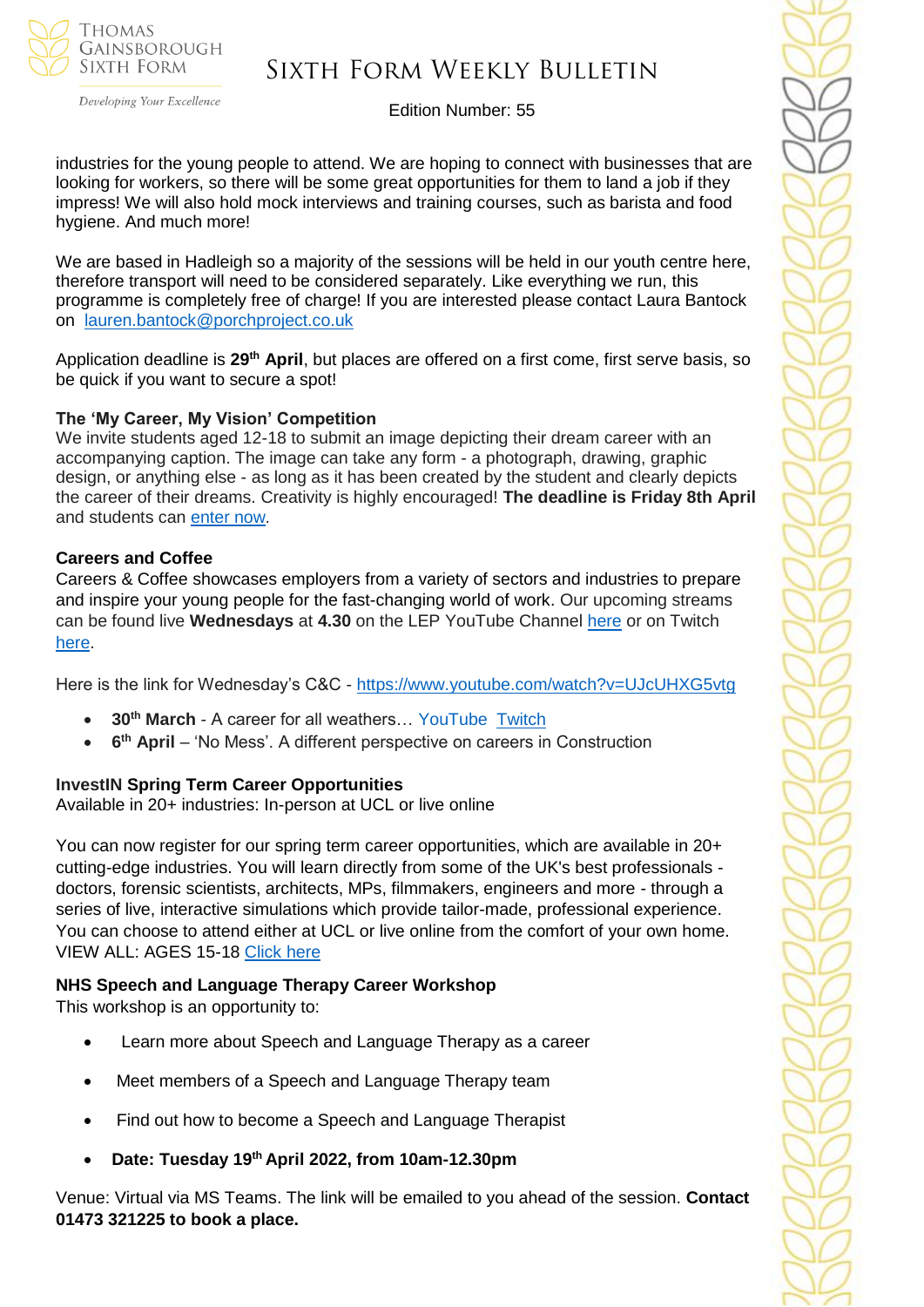industries for the young people to attend. We are hoping to connect with businesses that are looking for workers, so there will be some great opportunities for them to land a job if they impress! We will also hold mock interviews and training courses, such as barista and food hygiene. And much more!

We are based in Hadleigh so a majority of the sessions will be held in our youth centre here, therefore transport will need to be considered separately. Like everything we run, this programme is completely free of charge! If you are interested please contact Laura Bantock on lauren.bantock@porchproject.co.uk

Application deadline is **29th April**, but places are offered on a first come, first serve basis, so be quick if you want to secure a spot!

**The 'My Career, My Vision' Competition**

We invite students aged 12-18 to submit an image depicting their dream career with an accompanying caption. The image can take any form - a photograph, drawing, graphic design, or anything else - as long as it has been created by the student and clearly depicts the career of their dreams. Creativity is highly encouraged! **The deadline is Friday 8th April** and students can enter now.

**Careers and Coffee**

Careers & Coffee showcases employers from a variety of sectors and industries to prepare and inspire your young people for the fast-changing world of work. Our upcoming streams can be found live **Wednesdays** at **4.30** on the LEP YouTube Channel here or on Twitch here.

Here is the link for Wednesday's C&C - https://www.youtube.com/watch?v=UJcUHXG5vtg

- **30th March** - A career for all weathers… YouTube Twitch
- **6th April** – 'No Mess'. A different perspective on careers in Construction

**InvestIN Spring Term Career Opportunities**

Available in 20+ industries: In-person at UCL or live online

You can now register for our spring term career opportunities, which are available in 20+ cutting-edge industries. You will learn directly from some of the UK's best professionals - doctors, forensic scientists, architects, MPs, filmmakers, engineers and more - through a series of live, interactive simulations which provide tailor-made, professional experience. You can choose to attend either at UCL or live online from the comfort of your own home. VIEW ALL: AGES 15-18 Click here

**NHS Speech and Language Therapy Career Workshop**

This workshop is an opportunity to:

- Learn more about Speech and Language Therapy as a career
- Meet members of a Speech and Language Therapy team
- Find out how to become a Speech and Language Therapist
- **Date: Tuesday 19th April 2022, from 10am-12.30pm**

Venue: Virtual via MS Teams. The link will be emailed to you ahead of the session. **Contact 01473 321225 to book a place.**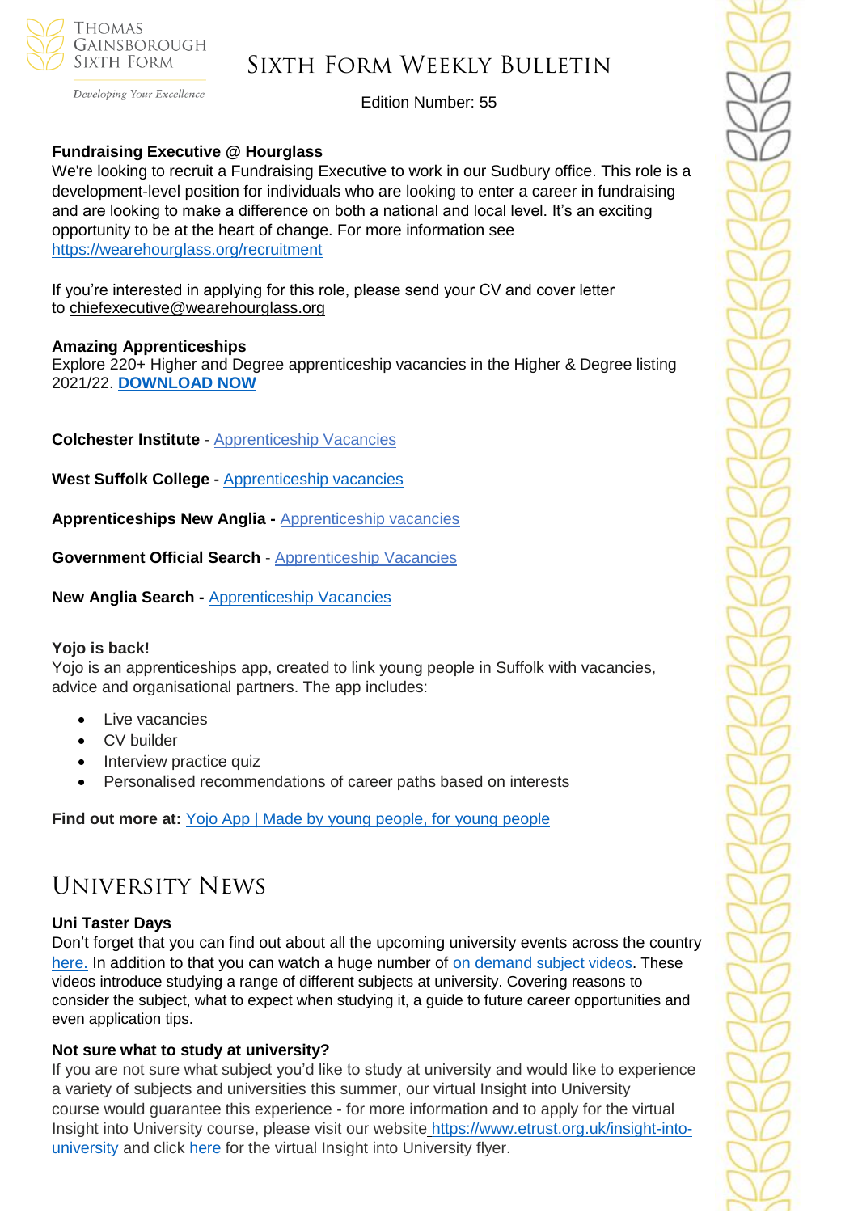### Fundraising Executive @ Hourglass

We're looking to recruit a Fundraising Executive to work in our Sudbury office. This role is a development-level position for individuals who are looking to enter a career in fundraising and are looking to make a difference on both a national and local level. It's an exciting opportunity to be at the heart of change. For more information see https://wearehourglass.org/recruitment

If you're interested in applying for this role, please send your CV and cover letter to chiefexecutive@wearehourglass.org

### Amazing Apprenticeships

Explore 220+ Higher and Degree apprenticeship vacancies in the Higher & Degree listing 2021/22. **DOWNLOAD NOW**

**Colchester Institute** - Apprenticeship Vacancies

**West Suffolk College -** Apprenticeship vacancies

**Apprenticeships New Anglia -** Apprenticeship vacancies

**Government Official Search** - Apprenticeship Vacancies

**New Anglia Search -** Apprenticeship Vacancies

### Yojo is back!

Yojo is an apprenticeships app, created to link young people in Suffolk with vacancies, advice and organisational partners. The app includes:

- Live vacancies
- CV builder
- Interview practice quiz
- Personalised recommendations of career paths based on interests

**Find out more at:** Yojo App | Made by young people, for young people

## University News

### Uni Taster Days

Don't forget that you can find out about all the upcoming university events across the country here. In addition to that you can watch a huge number of on demand subject videos. These videos introduce studying a range of different subjects at university. Covering reasons to consider the subject, what to expect when studying it, a guide to future career opportunities and even application tips.

### Not sure what to study at university?

If you are not sure what subject you'd like to study at university and would like to experience a variety of subjects and universities this summer, our virtual Insight into University course would guarantee this experience - for more information and to apply for the virtual Insight into University course, please visit our website https://www.etrust.org.uk/insight-into-university and click here for the virtual Insight into University flyer.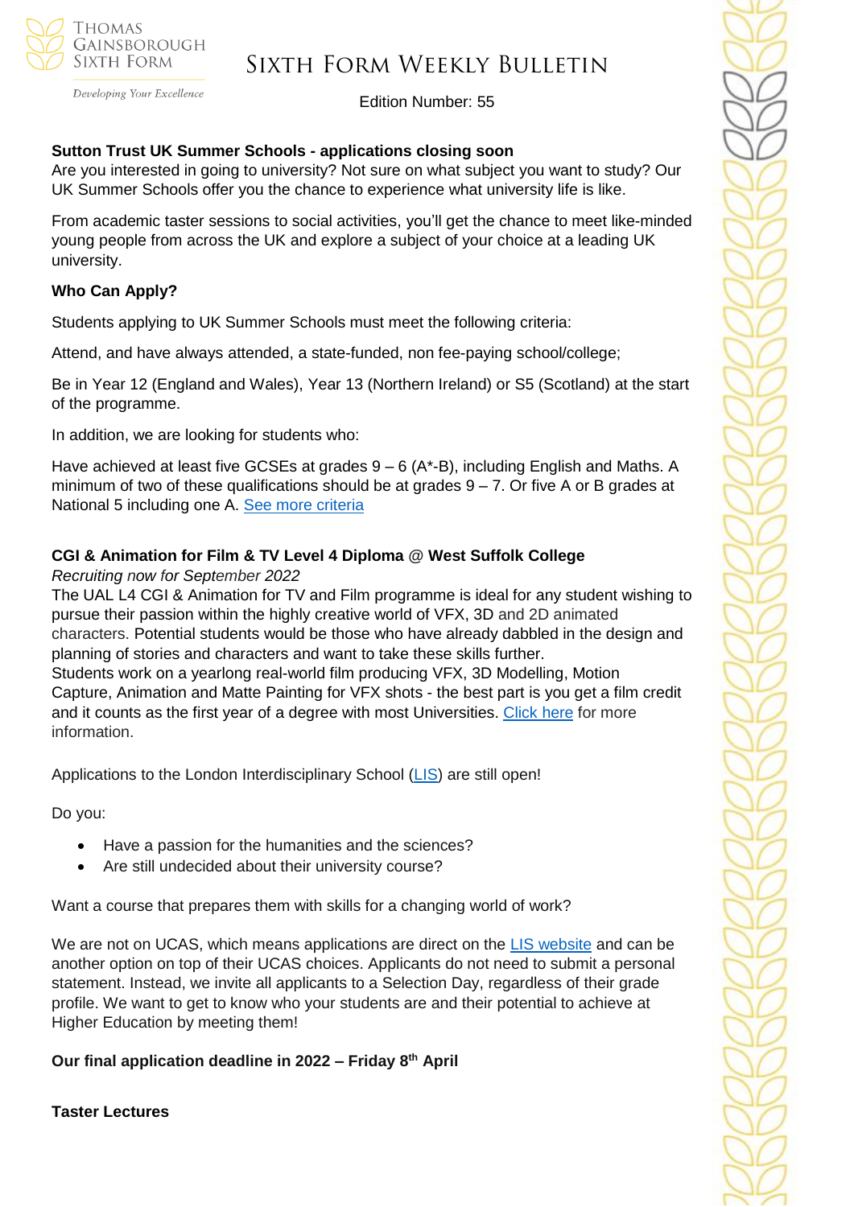**Sutton Trust UK Summer Schools - applications closing soon**

Are you interested in going to university? Not sure on what subject you want to study? Our UK Summer Schools offer you the chance to experience what university life is like.

From academic taster sessions to social activities, you'll get the chance to meet like-minded young people from across the UK and explore a subject of your choice at a leading UK university.

**Who Can Apply?**

Students applying to UK Summer Schools must meet the following criteria:

Attend, and have always attended, a state-funded, non fee-paying school/college;

Be in Year 12 (England and Wales), Year 13 (Northern Ireland) or S5 (Scotland) at the start of the programme.

In addition, we are looking for students who:

Have achieved at least five GCSEs at grades 9 – 6 (A*-B), including English and Maths. A minimum of two of these qualifications should be at grades 9 – 7. Or five A or B grades at National 5 including one A. See more criteria

**CGI & Animation for Film & TV Level 4 Diploma @ West Suffolk College**

*Recruiting now for September 2022*

The UAL L4 CGI & Animation for TV and Film programme is ideal for any student wishing to pursue their passion within the highly creative world of VFX, 3D and 2D animated characters. Potential students would be those who have already dabbled in the design and planning of stories and characters and want to take these skills further.

Students work on a yearlong real-world film producing VFX, 3D Modelling, Motion Capture, Animation and Matte Painting for VFX shots - the best part is you get a film credit and it counts as the first year of a degree with most Universities. Click here for more information.

Applications to the London Interdisciplinary School (LIS) are still open!

Do you:

- Have a passion for the humanities and the sciences?
- Are still undecided about their university course?

Want a course that prepares them with skills for a changing world of work?

We are not on UCAS, which means applications are direct on the LIS website and can be another option on top of their UCAS choices. Applicants do not need to submit a personal statement. Instead, we invite all applicants to a Selection Day, regardless of their grade profile. We want to get to know who your students are and their potential to achieve at Higher Education by meeting them!

**Our final application deadline in 2022 – Friday 8th April**

**Taster Lectures**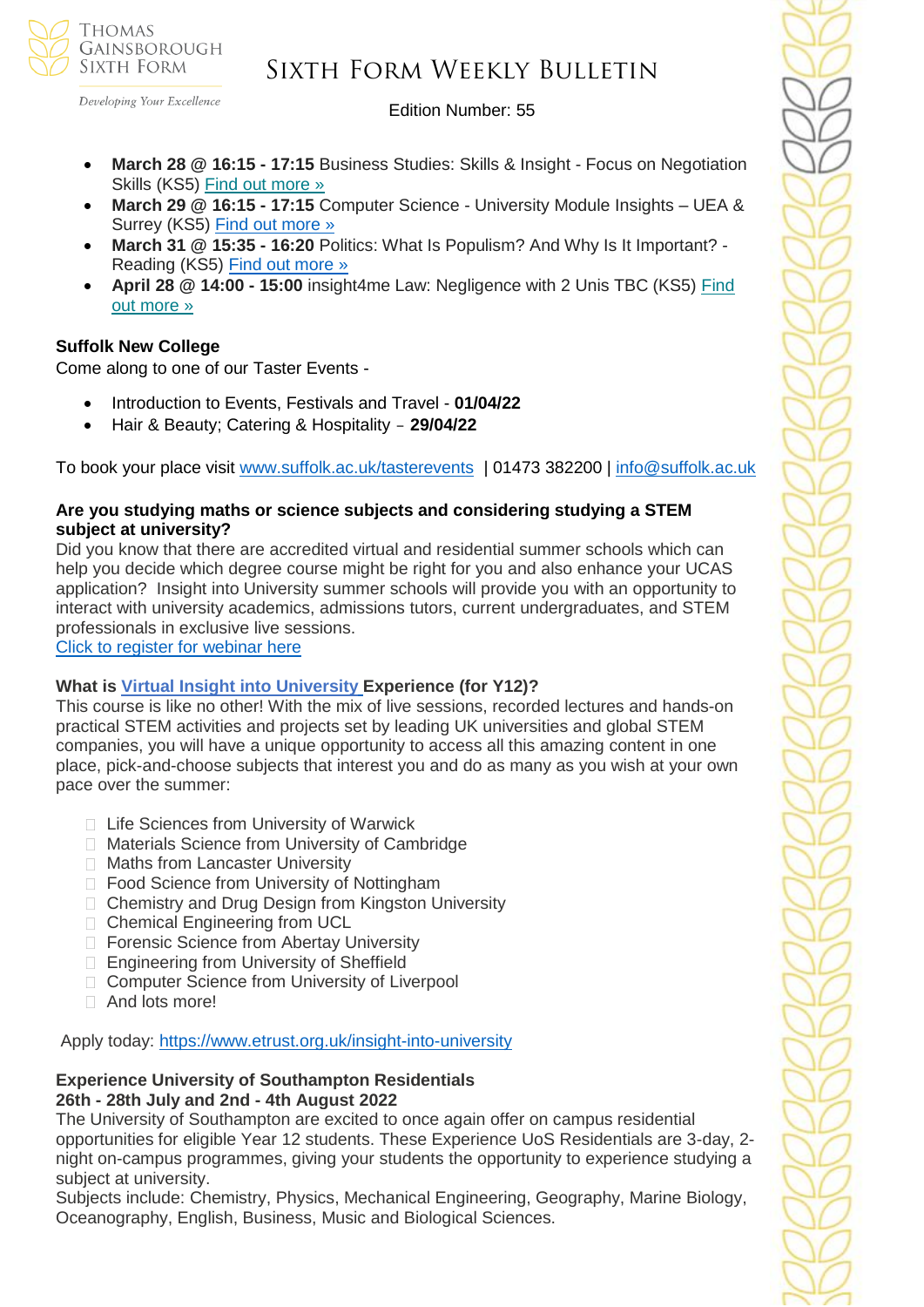- **March 28 @ 16:15 - 17:15** Business Studies: Skills & Insight - Focus on Negotiation Skills (KS5) [Find out more »]
- **March 29 @ 16:15 - 17:15** Computer Science - University Module Insights – UEA & Surrey (KS5) [Find out more »]
- **March 31 @ 15:35 - 16:20** Politics: What Is Populism? And Why Is It Important? - Reading (KS5) [Find out more »]
- **April 28 @ 14:00 - 15:00** insight4me Law: Negligence with 2 Unis TBC (KS5) [Find out more »]

**Suffolk New College**

Come along to one of our Taster Events -

- Introduction to Events, Festivals and Travel - **01/04/22**
- Hair & Beauty; Catering & Hospitality – **29/04/22**

To book your place visit www.suffolk.ac.uk/tasterevents | 01473 382200 | info@suffolk.ac.uk

**Are you studying maths or science subjects and considering studying a STEM subject at university?**

Did you know that there are accredited virtual and residential summer schools which can help you decide which degree course might be right for you and also enhance your UCAS application? Insight into University summer schools will provide you with an opportunity to interact with university academics, admissions tutors, current undergraduates, and STEM professionals in exclusive live sessions.

[Click to register for webinar here]

**What is Virtual Insight into University Experience (for Y12)?**

This course is like no other! With the mix of live sessions, recorded lectures and hands-on practical STEM activities and projects set by leading UK universities and global STEM companies, you will have a unique opportunity to access all this amazing content in one place, pick-and-choose subjects that interest you and do as many as you wish at your own pace over the summer:

- Life Sciences from University of Warwick
- Materials Science from University of Cambridge
- Maths from Lancaster University
- Food Science from University of Nottingham
- Chemistry and Drug Design from Kingston University
- Chemical Engineering from UCL
- Forensic Science from Abertay University
- Engineering from University of Sheffield
- Computer Science from University of Liverpool
- And lots more!

Apply today: https://www.etrust.org.uk/insight-into-university

**Experience University of Southampton Residentials**
**26th - 28th July and 2nd - 4th August 2022**

The University of Southampton are excited to once again offer on campus residential opportunities for eligible Year 12 students. These Experience UoS Residentials are 3-day, 2-night on-campus programmes, giving your students the opportunity to experience studying a subject at university.

Subjects include: Chemistry, Physics, Mechanical Engineering, Geography, Marine Biology, Oceanography, English, Business, Music and Biological Sciences.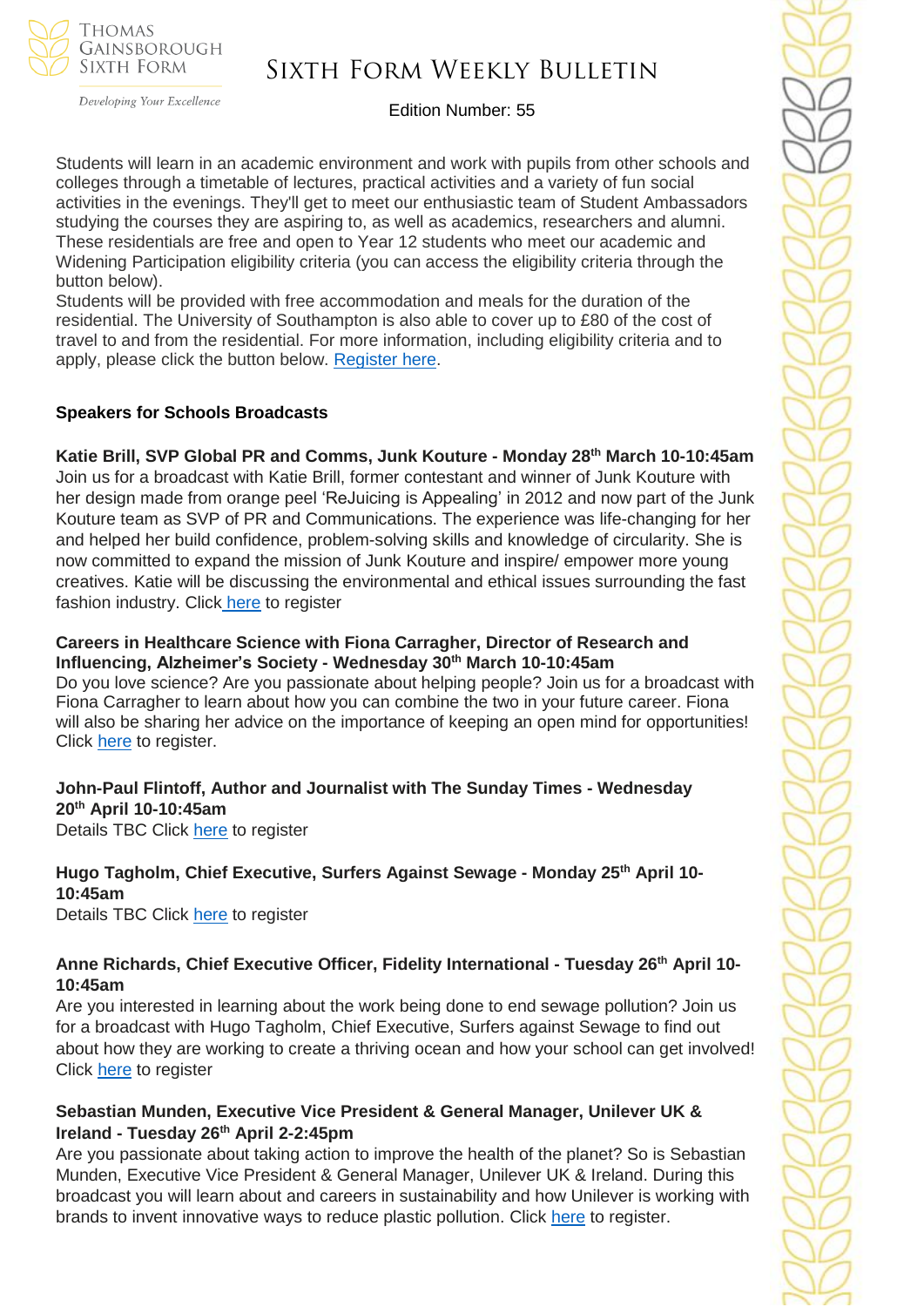Students will learn in an academic environment and work with pupils from other schools and colleges through a timetable of lectures, practical activities and a variety of fun social activities in the evenings. They'll get to meet our enthusiastic team of Student Ambassadors studying the courses they are aspiring to, as well as academics, researchers and alumni. These residentials are free and open to Year 12 students who meet our academic and Widening Participation eligibility criteria (you can access the eligibility criteria through the button below).

Students will be provided with free accommodation and meals for the duration of the residential. The University of Southampton is also able to cover up to £80 of the cost of travel to and from the residential. For more information, including eligibility criteria and to apply, please click the button below. Register here.

### Speakers for Schools Broadcasts

**Katie Brill, SVP Global PR and Comms, Junk Kouture - Monday 28th March 10-10:45am**

Join us for a broadcast with Katie Brill, former contestant and winner of Junk Kouture with her design made from orange peel 'ReJuicing is Appealing' in 2012 and now part of the Junk Kouture team as SVP of PR and Communications. The experience was life-changing for her and helped her build confidence, problem-solving skills and knowledge of circularity. She is now committed to expand the mission of Junk Kouture and inspire/ empower more young creatives. Katie will be discussing the environmental and ethical issues surrounding the fast fashion industry. Click here to register

**Careers in Healthcare Science with Fiona Carragher, Director of Research and Influencing, Alzheimer's Society - Wednesday 30th March 10-10:45am**

Do you love science? Are you passionate about helping people? Join us for a broadcast with Fiona Carragher to learn about how you can combine the two in your future career. Fiona will also be sharing her advice on the importance of keeping an open mind for opportunities! Click here to register.

**John-Paul Flintoff, Author and Journalist with The Sunday Times - Wednesday 20th April 10-10:45am**

Details TBC Click here to register

**Hugo Tagholm, Chief Executive, Surfers Against Sewage - Monday 25th April 10-10:45am**

Details TBC Click here to register

**Anne Richards, Chief Executive Officer, Fidelity International - Tuesday 26th April 10-10:45am**

Are you interested in learning about the work being done to end sewage pollution? Join us for a broadcast with Hugo Tagholm, Chief Executive, Surfers against Sewage to find out about how they are working to create a thriving ocean and how your school can get involved! Click here to register

**Sebastian Munden, Executive Vice President & General Manager, Unilever UK & Ireland - Tuesday 26th April 2-2:45pm**

Are you passionate about taking action to improve the health of the planet? So is Sebastian Munden, Executive Vice President & General Manager, Unilever UK & Ireland. During this broadcast you will learn about and careers in sustainability and how Unilever is working with brands to invent innovative ways to reduce plastic pollution. Click here to register.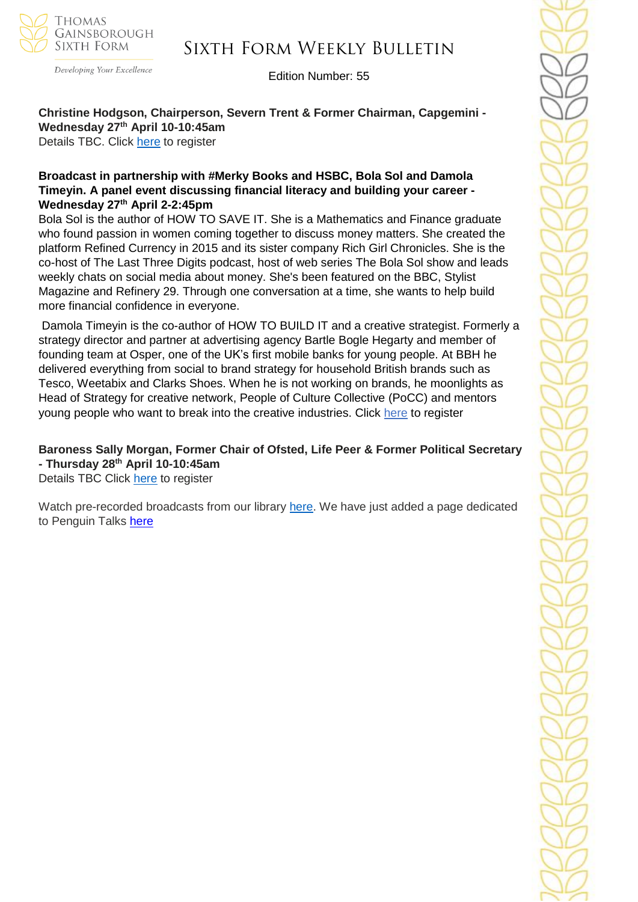**Christine Hodgson, Chairperson, Severn Trent & Former Chairman, Capgemini - Wednesday 27th April 10-10:45am**
Details TBC. Click here to register

**Broadcast in partnership with #Merky Books and HSBC, Bola Sol and Damola Timeyin. A panel event discussing financial literacy and building your career - Wednesday 27th April 2-2:45pm**
Bola Sol is the author of HOW TO SAVE IT. She is a Mathematics and Finance graduate who found passion in women coming together to discuss money matters. She created the platform Refined Currency in 2015 and its sister company Rich Girl Chronicles. She is the co-host of The Last Three Digits podcast, host of web series The Bola Sol show and leads weekly chats on social media about money. She's been featured on the BBC, Stylist Magazine and Refinery 29. Through one conversation at a time, she wants to help build more financial confidence in everyone.

Damola Timeyin is the co-author of HOW TO BUILD IT and a creative strategist. Formerly a strategy director and partner at advertising agency Bartle Bogle Hegarty and member of founding team at Osper, one of the UK's first mobile banks for young people. At BBH he delivered everything from social to brand strategy for household British brands such as Tesco, Weetabix and Clarks Shoes. When he is not working on brands, he moonlights as Head of Strategy for creative network, People of Culture Collective (PoCC) and mentors young people who want to break into the creative industries. Click here to register

**Baroness Sally Morgan, Former Chair of Ofsted, Life Peer & Former Political Secretary - Thursday 28th April 10-10:45am**
Details TBC Click here to register

Watch pre-recorded broadcasts from our library here. We have just added a page dedicated to Penguin Talks here